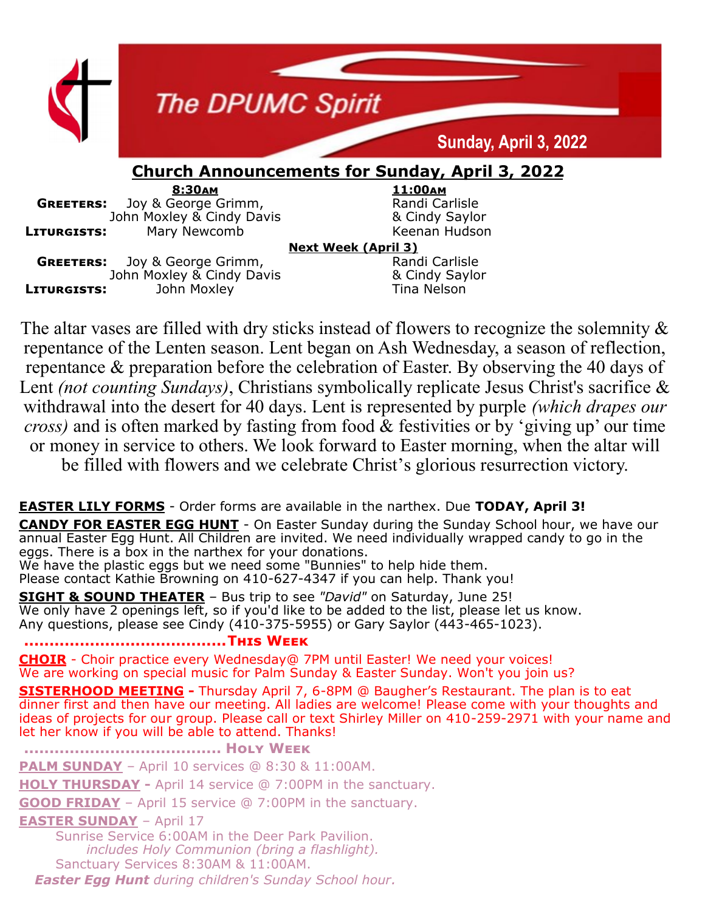# The DPUMC Spirit

**Sunday, April 3, 2022**

## Church Announcements for Sunday, April 3, 2022

| | 8:30AM | 11:00AM |
|---|---|---|
| **GREETERS:** | Joy & George Grimm, John Moxley & Cindy Davis | Randi Carlisle & Cindy Saylor |
| **LITURGISTS:** | Mary Newcomb | Keenan Hudson |

**Next Week (April 3)**

| | 8:30AM | 11:00AM |
|---|---|---|
| **GREETERS:** | Joy & George Grimm, John Moxley & Cindy Davis | Randi Carlisle & Cindy Saylor |
| **LITURGISTS:** | John Moxley | Tina Nelson |

The altar vases are filled with dry sticks instead of flowers to recognize the solemnity & repentance of the Lenten season. Lent began on Ash Wednesday, a season of reflection, repentance & preparation before the celebration of Easter. By observing the 40 days of Lent *(not counting Sundays)*, Christians symbolically replicate Jesus Christ's sacrifice & withdrawal into the desert for 40 days. Lent is represented by purple *(which drapes our cross)* and is often marked by fasting from food & festivities or by 'giving up' our time or money in service to others. We look forward to Easter morning, when the altar will be filled with flowers and we celebrate Christ's glorious resurrection victory.

**EASTER LILY FORMS** - Order forms are available in the narthex. Due **TODAY, April 3!**

**CANDY FOR EASTER EGG HUNT** - On Easter Sunday during the Sunday School hour, we have our annual Easter Egg Hunt. All Children are invited. We need individually wrapped candy to go in the eggs. There is a box in the narthex for your donations.
We have the plastic eggs but we need some "Bunnies" to help hide them.
Please contact Kathie Browning on 410-627-4347 if you can help. Thank you!

**SIGHT & SOUND THEATER** – Bus trip to see *"David"* on Saturday, June 25!
We only have 2 openings left, so if you'd like to be added to the list, please let us know.
Any questions, please see Cindy (410-375-5955) or Gary Saylor (443-465-1023).

**……………………………THIS WEEK**

**CHOIR** - Choir practice every Wednesday@ 7PM until Easter! We need your voices!
We are working on special music for Palm Sunday & Easter Sunday. Won't you join us?

**SISTERHOOD MEETING -** Thursday April 7, 6-8PM @ Baugher's Restaurant. The plan is to eat dinner first and then have our meeting. All ladies are welcome! Please come with your thoughts and ideas of projects for our group. Please call or text Shirley Miller on 410-259-2971 with your name and let her know if you will be able to attend. Thanks!

**…………………………… HOLY WEEK**

**PALM SUNDAY** – April 10 services @ 8:30 & 11:00AM.

**HOLY THURSDAY -** April 14 service @ 7:00PM in the sanctuary.

**GOOD FRIDAY** – April 15 service @ 7:00PM in the sanctuary.

**EASTER SUNDAY** – April 17
Sunrise Service 6:00AM in the Deer Park Pavilion.
*includes Holy Communion (bring a flashlight).*
Sanctuary Services 8:30AM & 11:00AM.
***Easter Egg Hunt** during children's Sunday School hour.*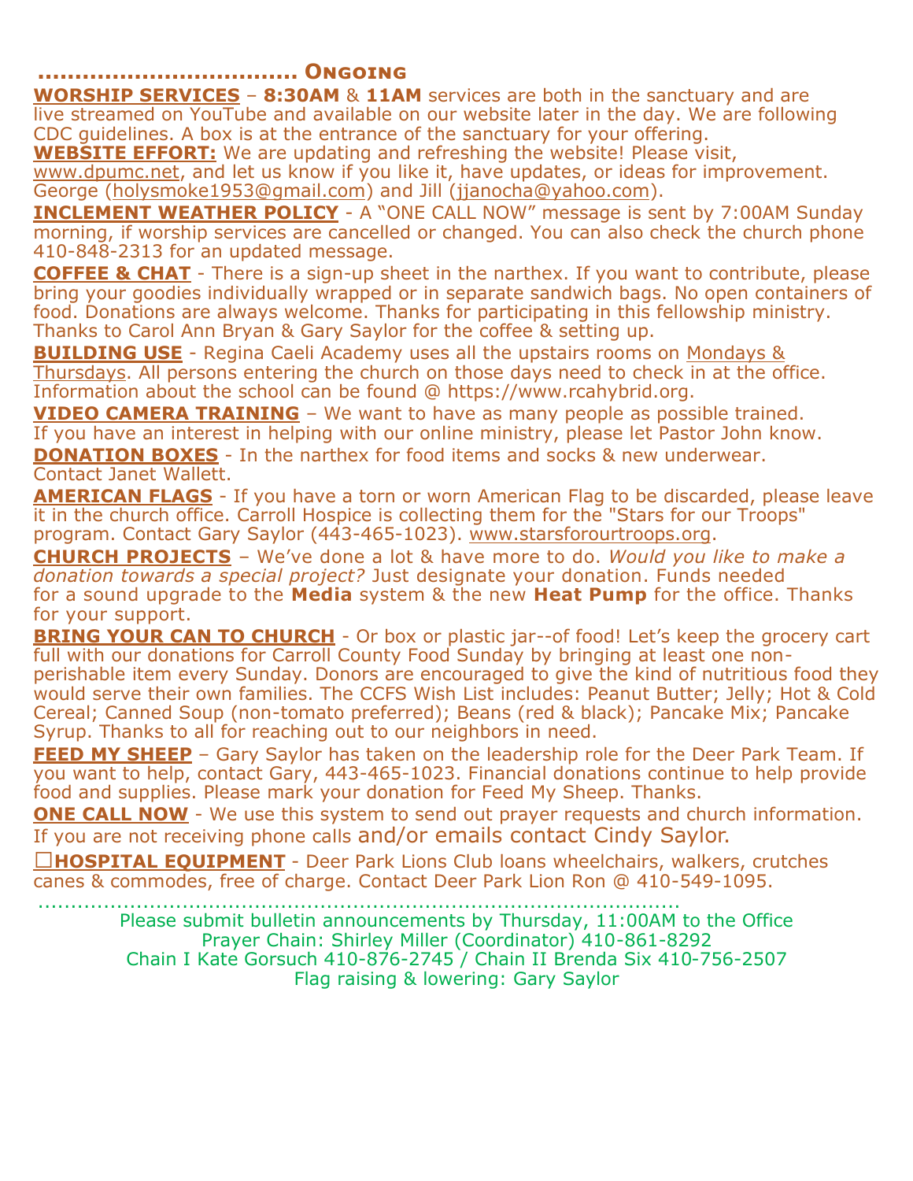## ……………………………… Ongoing

**WORSHIP SERVICES** – **8:30AM** & **11AM** services are both in the sanctuary and are live streamed on YouTube and available on our website later in the day. We are following CDC guidelines. A box is at the entrance of the sanctuary for your offering.

**WEBSITE EFFORT:** We are updating and refreshing the website! Please visit, www.dpumc.net, and let us know if you like it, have updates, or ideas for improvement. George (holysmoke1953@gmail.com) and Jill (jjanocha@yahoo.com).

**INCLEMENT WEATHER POLICY** - A "ONE CALL NOW" message is sent by 7:00AM Sunday morning, if worship services are cancelled or changed. You can also check the church phone 410-848-2313 for an updated message.

**COFFEE & CHAT** - There is a sign-up sheet in the narthex. If you want to contribute, please bring your goodies individually wrapped or in separate sandwich bags. No open containers of food. Donations are always welcome. Thanks for participating in this fellowship ministry. Thanks to Carol Ann Bryan & Gary Saylor for the coffee & setting up.

**BUILDING USE** - Regina Caeli Academy uses all the upstairs rooms on Mondays & Thursdays. All persons entering the church on those days need to check in at the office. Information about the school can be found @ https://www.rcahybrid.org.

**VIDEO CAMERA TRAINING** – We want to have as many people as possible trained. If you have an interest in helping with our online ministry, please let Pastor John know.

**DONATION BOXES** - In the narthex for food items and socks & new underwear. Contact Janet Wallett.

**AMERICAN FLAGS** - If you have a torn or worn American Flag to be discarded, please leave it in the church office. Carroll Hospice is collecting them for the "Stars for our Troops" program. Contact Gary Saylor (443-465-1023). www.starsforourtroops.org.

**CHURCH PROJECTS** – We've done a lot & have more to do. *Would you like to make a donation towards a special project?* Just designate your donation. Funds needed for a sound upgrade to the **Media** system & the new **Heat Pump** for the office. Thanks for your support.

**BRING YOUR CAN TO CHURCH** - Or box or plastic jar--of food! Let's keep the grocery cart full with our donations for Carroll County Food Sunday by bringing at least one non-perishable item every Sunday. Donors are encouraged to give the kind of nutritious food they would serve their own families. The CCFS Wish List includes: Peanut Butter; Jelly; Hot & Cold Cereal; Canned Soup (non-tomato preferred); Beans (red & black); Pancake Mix; Pancake Syrup. Thanks to all for reaching out to our neighbors in need.

**FEED MY SHEEP** – Gary Saylor has taken on the leadership role for the Deer Park Team. If you want to help, contact Gary, 443-465-1023. Financial donations continue to help provide food and supplies. Please mark your donation for Feed My Sheep. Thanks.

**ONE CALL NOW** - We use this system to send out prayer requests and church information. If you are not receiving phone calls and/or emails contact Cindy Saylor.

☐**HOSPITAL EQUIPMENT** - Deer Park Lions Club loans wheelchairs, walkers, crutches canes & commodes, free of charge. Contact Deer Park Lion Ron @ 410-549-1095.

…………………………………………………………………………………………

Please submit bulletin announcements by Thursday, 11:00AM to the Office
Prayer Chain: Shirley Miller (Coordinator) 410-861-8292
Chain I Kate Gorsuch 410-876-2745 / Chain II Brenda Six 410-756-2507
Flag raising & lowering: Gary Saylor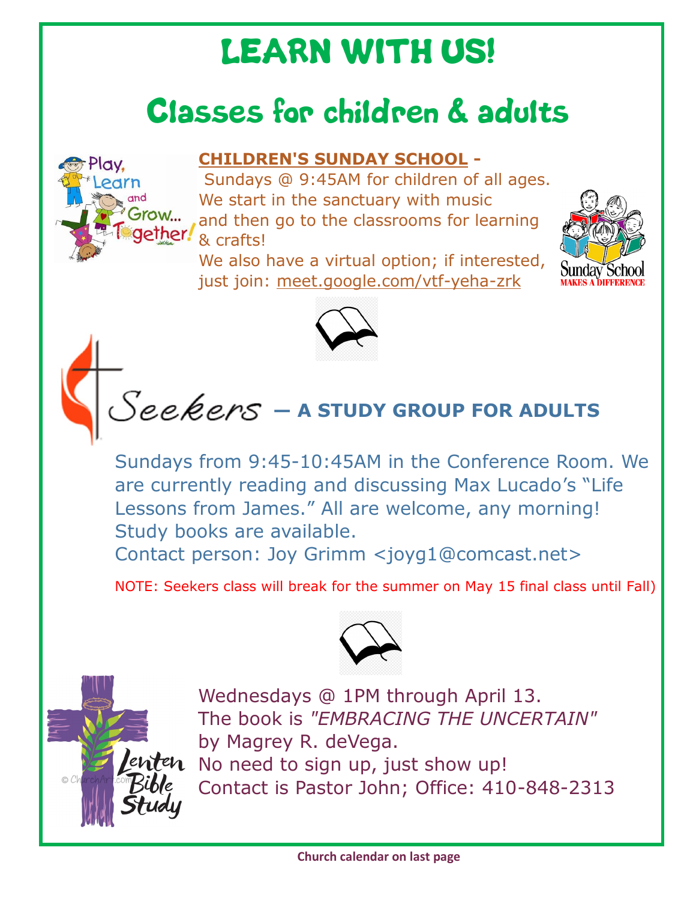# LEARN WITH US!

## Classes for children & adults

**CHILDREN'S SUNDAY SCHOOL** - Sundays @ 9:45AM for children of all ages. We start in the sanctuary with music and then go to the classrooms for learning & crafts!
We also have a virtual option; if interested, just join: meet.google.com/vtf-yeha-zrk

## Seekers — A STUDY GROUP FOR ADULTS

Sundays from 9:45-10:45AM in the Conference Room. We are currently reading and discussing Max Lucado's "Life Lessons from James." All are welcome, any morning! Study books are available.
Contact person: Joy Grimm <joyg1@comcast.net>

NOTE: Seekers class will break for the summer on May 15 final class until Fall)

## Lenten Bible Study

Wednesdays @ 1PM through April 13.
The book is *"EMBRACING THE UNCERTAIN"* by Magrey R. deVega.
No need to sign up, just show up!
Contact is Pastor John; Office: 410-848-2313

**Church calendar on last page**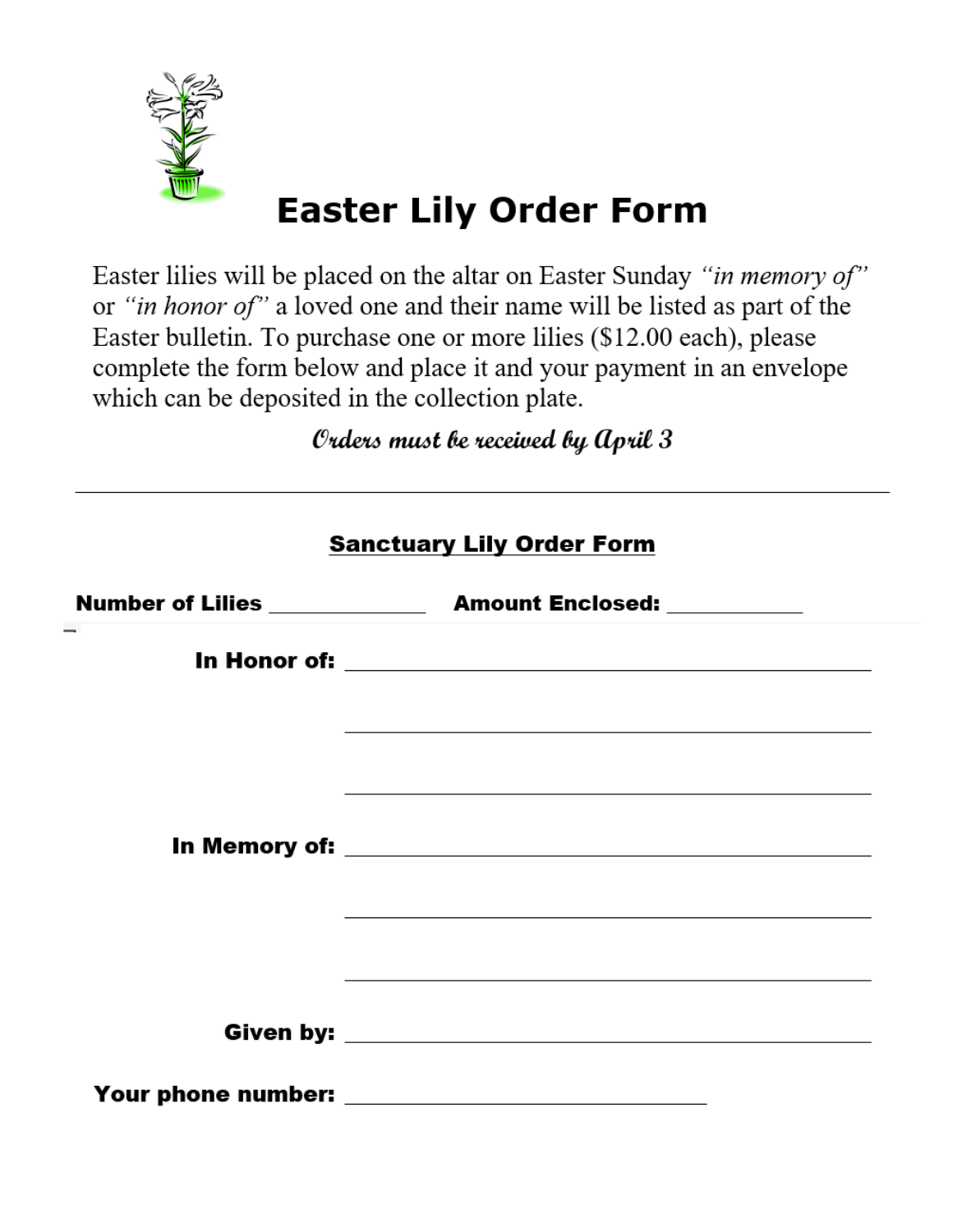# Easter Lily Order Form

Easter lilies will be placed on the altar on Easter Sunday *"in memory of"* or *"in honor of"* a loved one and their name will be listed as part of the Easter bulletin. To purchase one or more lilies ($12.00 each), please complete the form below and place it and your payment in an envelope which can be deposited in the collection plate.

*Orders must be received by April 3*

---

## Sanctuary Lily Order Form

**Number of Lilies** ______________ **Amount Enclosed:** ____________

**In Honor of:** ________________________________________________

________________________________________________

________________________________________________

**In Memory of:** ________________________________________________

________________________________________________

________________________________________________

**Given by:** ________________________________________________

**Your phone number:** _________________________________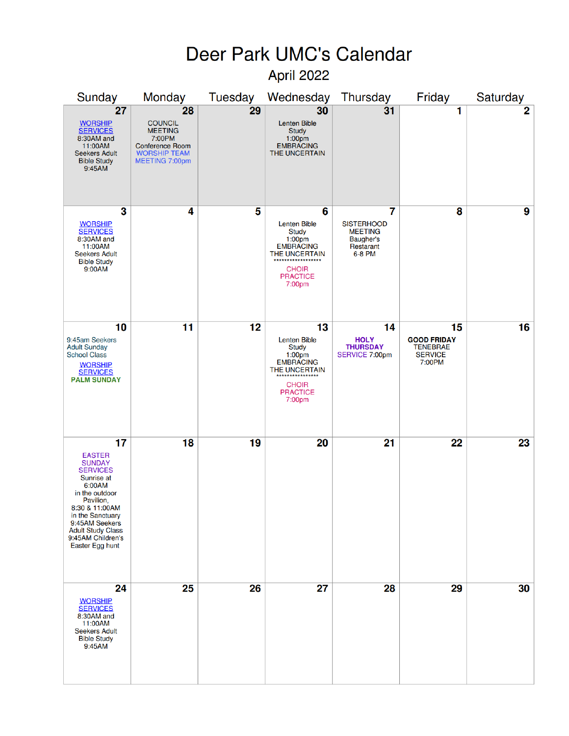# Deer Park UMC's Calendar

## April 2022

| Sunday | Monday | Tuesday | Wednesday | Thursday | Friday | Saturday |
|---|---|---|---|---|---|---|
| **27** WORSHIP SERVICES 8:30AM and 11:00AM Seekers Adult Bible Study 9:45AM | **28** COUNCIL MEETING 7:00PM Conference Room WORSHIP TEAM MEETING 7:00pm | **29** | **30** Lenten Bible Study 1:00pm EMBRACING THE UNCERTAIN | **31** | **1** | **2** |
| **3** WORSHIP SERVICES 8:30AM and 11:00AM Seekers Adult Bible Study 9:00AM | **4** | **5** | **6** Lenten Bible Study 1:00pm EMBRACING THE UNCERTAIN ****************** CHOIR PRACTICE 7:00pm | **7** SISTERHOOD MEETING Baugher's Restarant 6-8 PM | **8** | **9** |
| **10** 9:45am Seekers Adult Sunday School Class WORSHIP SERVICES **PALM SUNDAY** | **11** | **12** | **13** Lenten Bible Study 1:00pm EMBRACING THE UNCERTAIN ****************** CHOIR PRACTICE 7:00pm | **14** **HOLY THURSDAY** SERVICE 7:00pm | **15** **GOOD FRIDAY** TENEBRAE SERVICE 7:00PM | **16** |
| **17** EASTER SUNDAY SERVICES Sunrise at 6:00AM in the outdoor Pavilion, 8:30 & 11:00AM in the Sanctuary 9:45AM Seekers Adult Study Class 9:45AM Children's Easter Egg hunt | **18** | **19** | **20** | **21** | **22** | **23** |
| **24** WORSHIP SERVICES 8:30AM and 11:00AM Seekers Adult Bible Study 9:45AM | **25** | **26** | **27** | **28** | **29** | **30** |